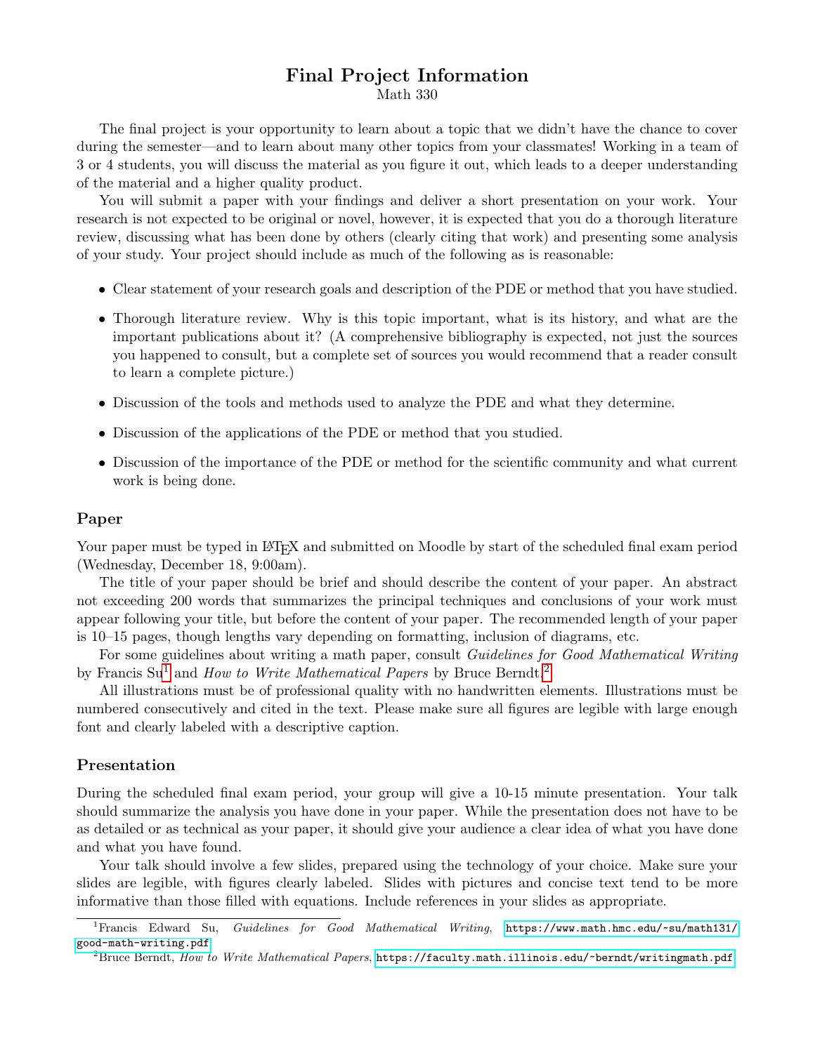# Final Project Information

Math 330

The final project is your opportunity to learn about a topic that we didn't have the chance to cover during the semester—and to learn about many other topics from your classmates! Working in a team of 3 or 4 students, you will discuss the material as you figure it out, which leads to a deeper understanding of the material and a higher quality product.

You will submit a paper with your findings and deliver a short presentation on your work. Your research is not expected to be original or novel, however, it is expected that you do a thorough literature review, discussing what has been done by others (clearly citing that work) and presenting some analysis of your study. Your project should include as much of the following as is reasonable:

- Clear statement of your research goals and description of the PDE or method that you have studied.
- Thorough literature review. Why is this topic important, what is its history, and what are the important publications about it? (A comprehensive bibliography is expected, not just the sources you happened to consult, but a complete set of sources you would recommend that a reader consult to learn a complete picture.)
- Discussion of the tools and methods used to analyze the PDE and what they determine.
- Discussion of the applications of the PDE or method that you studied.
- Discussion of the importance of the PDE or method for the scientific community and what current work is being done.

## Paper

Your paper must be typed in LaTeX and submitted on Moodle by start of the scheduled final exam period (Wednesday, December 18, 9:00am).

The title of your paper should be brief and should describe the content of your paper. An abstract not exceeding 200 words that summarizes the principal techniques and conclusions of your work must appear following your title, but before the content of your paper. The recommended length of your paper is 10–15 pages, though lengths vary depending on formatting, inclusion of diagrams, etc.

For some guidelines about writing a math paper, consult *Guidelines for Good Mathematical Writing* by Francis Su[1] and *How to Write Mathematical Papers* by Bruce Berndt.[2]

All illustrations must be of professional quality with no handwritten elements. Illustrations must be numbered consecutively and cited in the text. Please make sure all figures are legible with large enough font and clearly labeled with a descriptive caption.

## Presentation

During the scheduled final exam period, your group will give a 10-15 minute presentation. Your talk should summarize the analysis you have done in your paper. While the presentation does not have to be as detailed or as technical as your paper, it should give your audience a clear idea of what you have done and what you have found.

Your talk should involve a few slides, prepared using the technology of your choice. Make sure your slides are legible, with figures clearly labeled. Slides with pictures and concise text tend to be more informative than those filled with equations. Include references in your slides as appropriate.

---

[1] Francis Edward Su, *Guidelines for Good Mathematical Writing*, `https://www.math.hmc.edu/~su/math131/good-math-writing.pdf`

[2] Bruce Berndt, *How to Write Mathematical Papers*, `https://faculty.math.illinois.edu/~berndt/writingmath.pdf`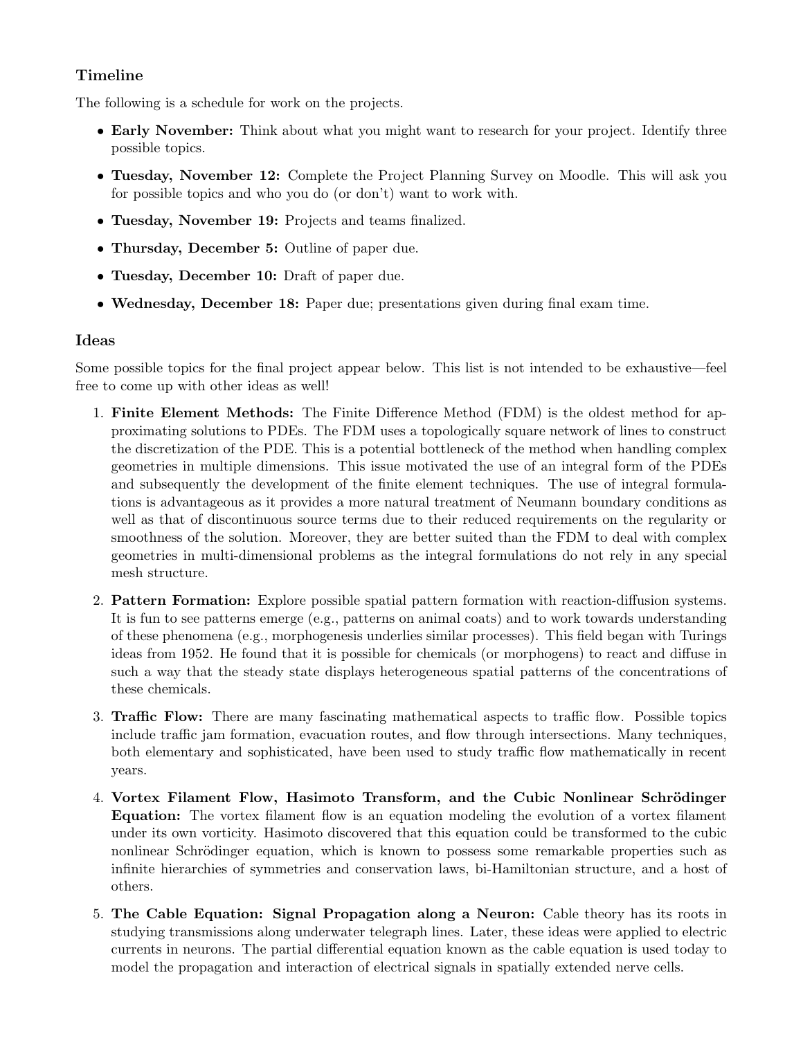### Timeline

The following is a schedule for work on the projects.

- **Early November:** Think about what you might want to research for your project. Identify three possible topics.
- **Tuesday, November 12:** Complete the Project Planning Survey on Moodle. This will ask you for possible topics and who you do (or don't) want to work with.
- **Tuesday, November 19:** Projects and teams finalized.
- **Thursday, December 5:** Outline of paper due.
- **Tuesday, December 10:** Draft of paper due.
- **Wednesday, December 18:** Paper due; presentations given during final exam time.

### Ideas

Some possible topics for the final project appear below. This list is not intended to be exhaustive—feel free to come up with other ideas as well!

1. **Finite Element Methods:** The Finite Difference Method (FDM) is the oldest method for approximating solutions to PDEs. The FDM uses a topologically square network of lines to construct the discretization of the PDE. This is a potential bottleneck of the method when handling complex geometries in multiple dimensions. This issue motivated the use of an integral form of the PDEs and subsequently the development of the finite element techniques. The use of integral formulations is advantageous as it provides a more natural treatment of Neumann boundary conditions as well as that of discontinuous source terms due to their reduced requirements on the regularity or smoothness of the solution. Moreover, they are better suited than the FDM to deal with complex geometries in multi-dimensional problems as the integral formulations do not rely in any special mesh structure.

2. **Pattern Formation:** Explore possible spatial pattern formation with reaction-diffusion systems. It is fun to see patterns emerge (e.g., patterns on animal coats) and to work towards understanding of these phenomena (e.g., morphogenesis underlies similar processes). This field began with Turings ideas from 1952. He found that it is possible for chemicals (or morphogens) to react and diffuse in such a way that the steady state displays heterogeneous spatial patterns of the concentrations of these chemicals.

3. **Traffic Flow:** There are many fascinating mathematical aspects to traffic flow. Possible topics include traffic jam formation, evacuation routes, and flow through intersections. Many techniques, both elementary and sophisticated, have been used to study traffic flow mathematically in recent years.

4. **Vortex Filament Flow, Hasimoto Transform, and the Cubic Nonlinear Schrödinger Equation:** The vortex filament flow is an equation modeling the evolution of a vortex filament under its own vorticity. Hasimoto discovered that this equation could be transformed to the cubic nonlinear Schrödinger equation, which is known to possess some remarkable properties such as infinite hierarchies of symmetries and conservation laws, bi-Hamiltonian structure, and a host of others.

5. **The Cable Equation: Signal Propagation along a Neuron:** Cable theory has its roots in studying transmissions along underwater telegraph lines. Later, these ideas were applied to electric currents in neurons. The partial differential equation known as the cable equation is used today to model the propagation and interaction of electrical signals in spatially extended nerve cells.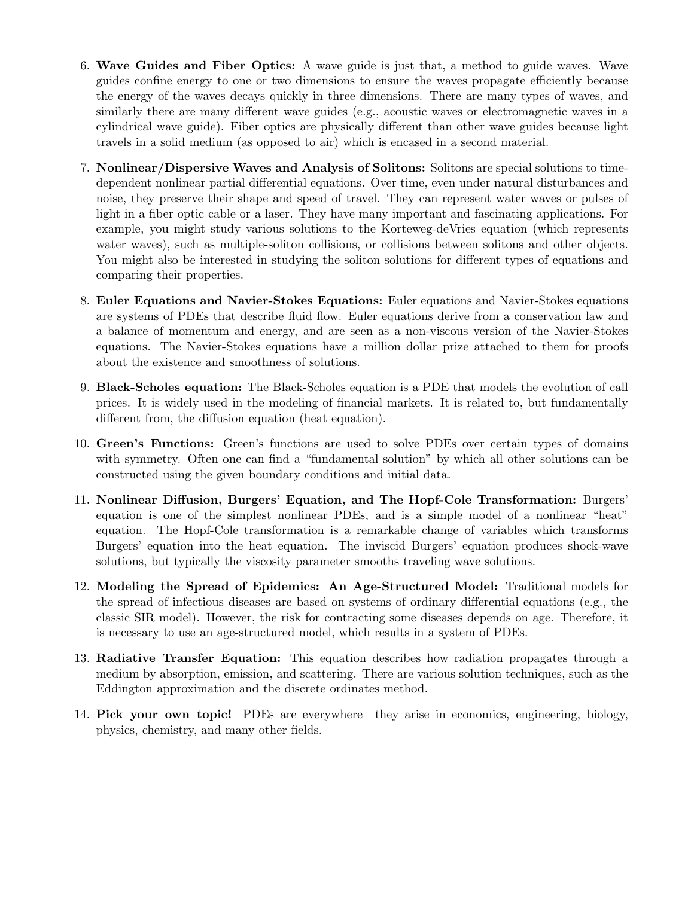6. **Wave Guides and Fiber Optics:** A wave guide is just that, a method to guide waves. Wave guides confine energy to one or two dimensions to ensure the waves propagate efficiently because the energy of the waves decays quickly in three dimensions. There are many types of waves, and similarly there are many different wave guides (e.g., acoustic waves or electromagnetic waves in a cylindrical wave guide). Fiber optics are physically different than other wave guides because light travels in a solid medium (as opposed to air) which is encased in a second material.

7. **Nonlinear/Dispersive Waves and Analysis of Solitons:** Solitons are special solutions to time-dependent nonlinear partial differential equations. Over time, even under natural disturbances and noise, they preserve their shape and speed of travel. They can represent water waves or pulses of light in a fiber optic cable or a laser. They have many important and fascinating applications. For example, you might study various solutions to the Korteweg-deVries equation (which represents water waves), such as multiple-soliton collisions, or collisions between solitons and other objects. You might also be interested in studying the soliton solutions for different types of equations and comparing their properties.

8. **Euler Equations and Navier-Stokes Equations:** Euler equations and Navier-Stokes equations are systems of PDEs that describe fluid flow. Euler equations derive from a conservation law and a balance of momentum and energy, and are seen as a non-viscous version of the Navier-Stokes equations. The Navier-Stokes equations have a million dollar prize attached to them for proofs about the existence and smoothness of solutions.

9. **Black-Scholes equation:** The Black-Scholes equation is a PDE that models the evolution of call prices. It is widely used in the modeling of financial markets. It is related to, but fundamentally different from, the diffusion equation (heat equation).

10. **Green's Functions:** Green's functions are used to solve PDEs over certain types of domains with symmetry. Often one can find a "fundamental solution" by which all other solutions can be constructed using the given boundary conditions and initial data.

11. **Nonlinear Diffusion, Burgers' Equation, and The Hopf-Cole Transformation:** Burgers' equation is one of the simplest nonlinear PDEs, and is a simple model of a nonlinear "heat" equation. The Hopf-Cole transformation is a remarkable change of variables which transforms Burgers' equation into the heat equation. The inviscid Burgers' equation produces shock-wave solutions, but typically the viscosity parameter smooths traveling wave solutions.

12. **Modeling the Spread of Epidemics: An Age-Structured Model:** Traditional models for the spread of infectious diseases are based on systems of ordinary differential equations (e.g., the classic SIR model). However, the risk for contracting some diseases depends on age. Therefore, it is necessary to use an age-structured model, which results in a system of PDEs.

13. **Radiative Transfer Equation:** This equation describes how radiation propagates through a medium by absorption, emission, and scattering. There are various solution techniques, such as the Eddington approximation and the discrete ordinates method.

14. **Pick your own topic!** PDEs are everywhere—they arise in economics, engineering, biology, physics, chemistry, and many other fields.